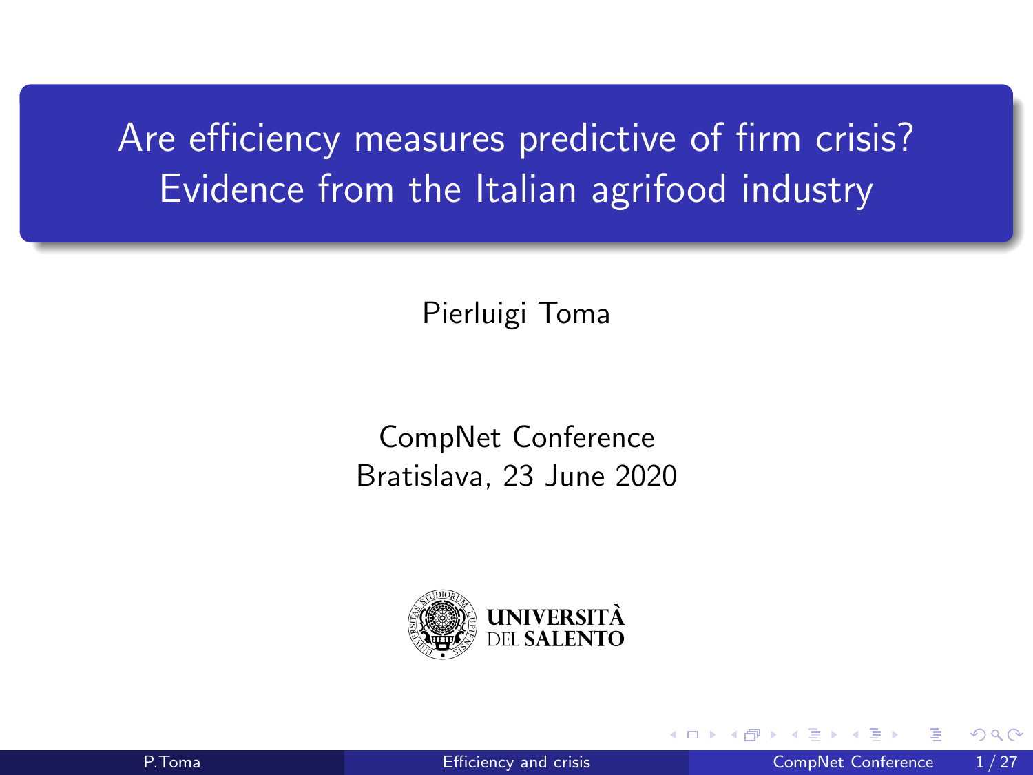# Are efficiency measures predictive of firm crisis? Evidence from the Italian agrifood industry

Pierluigi Toma

CompNet Conference
Bratislava, 23 June 2020

UNIVERSITÀ DEL SALENTO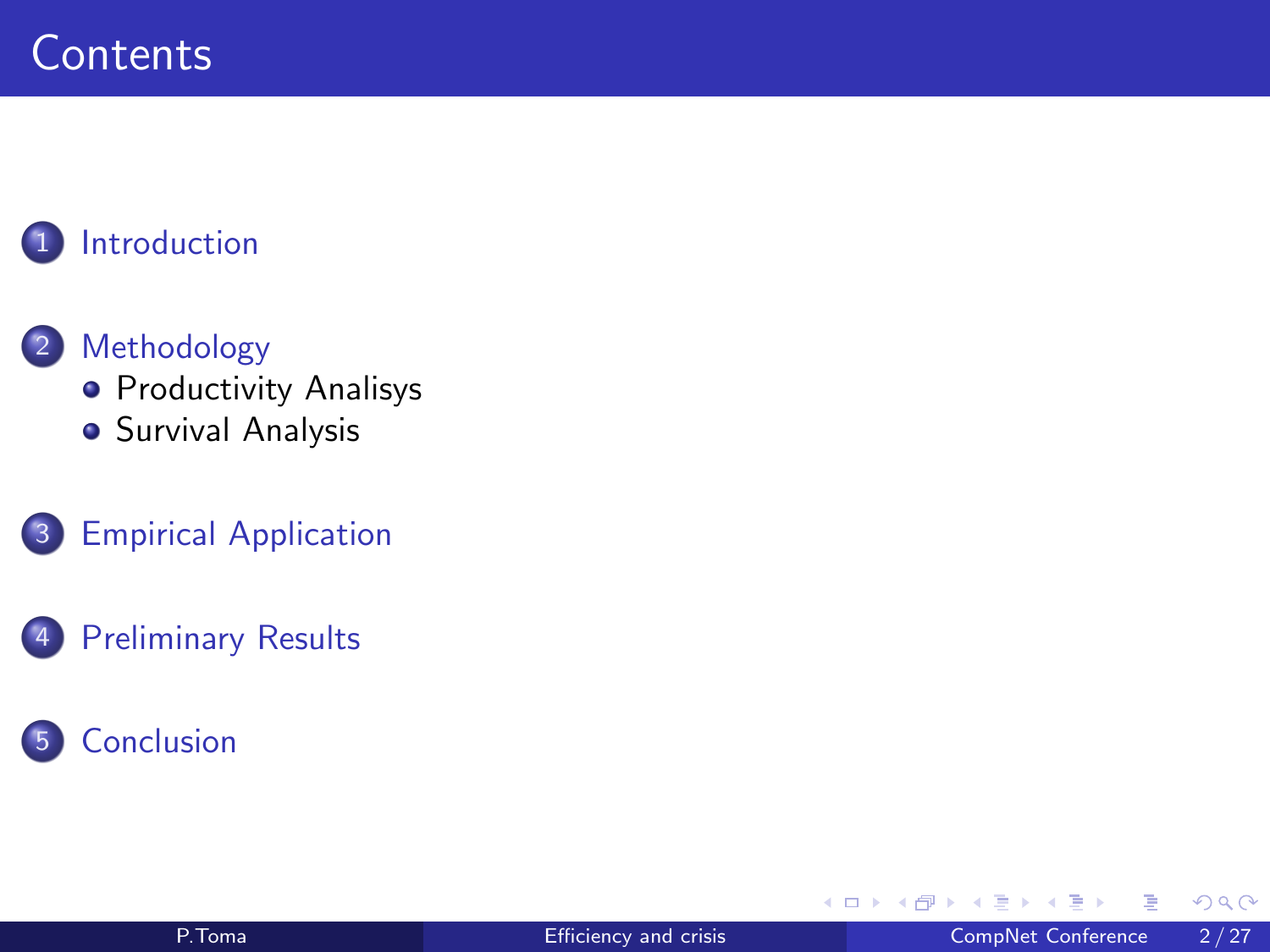# Contents

1. Introduction
2. Methodology
   - Productivity Analisys
   - Survival Analysis
3. Empirical Application
4. Preliminary Results
5. Conclusion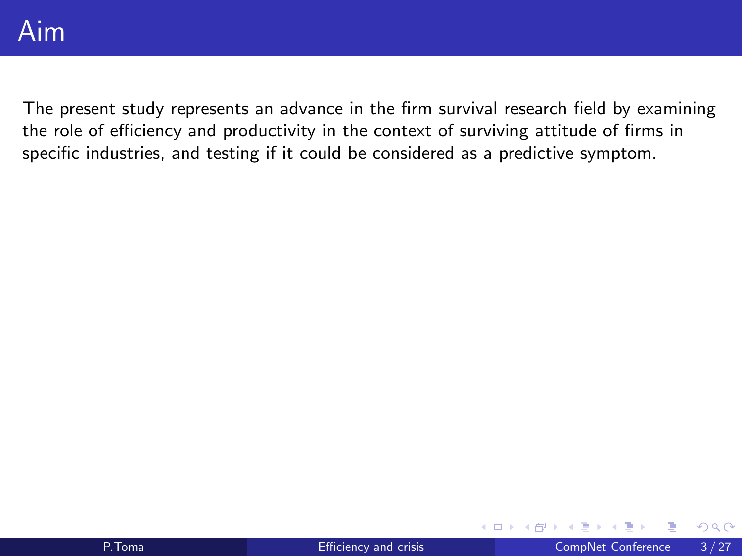# Aim

The present study represents an advance in the firm survival research field by examining the role of efficiency and productivity in the context of surviving attitude of firms in specific industries, and testing if it could be considered as a predictive symptom.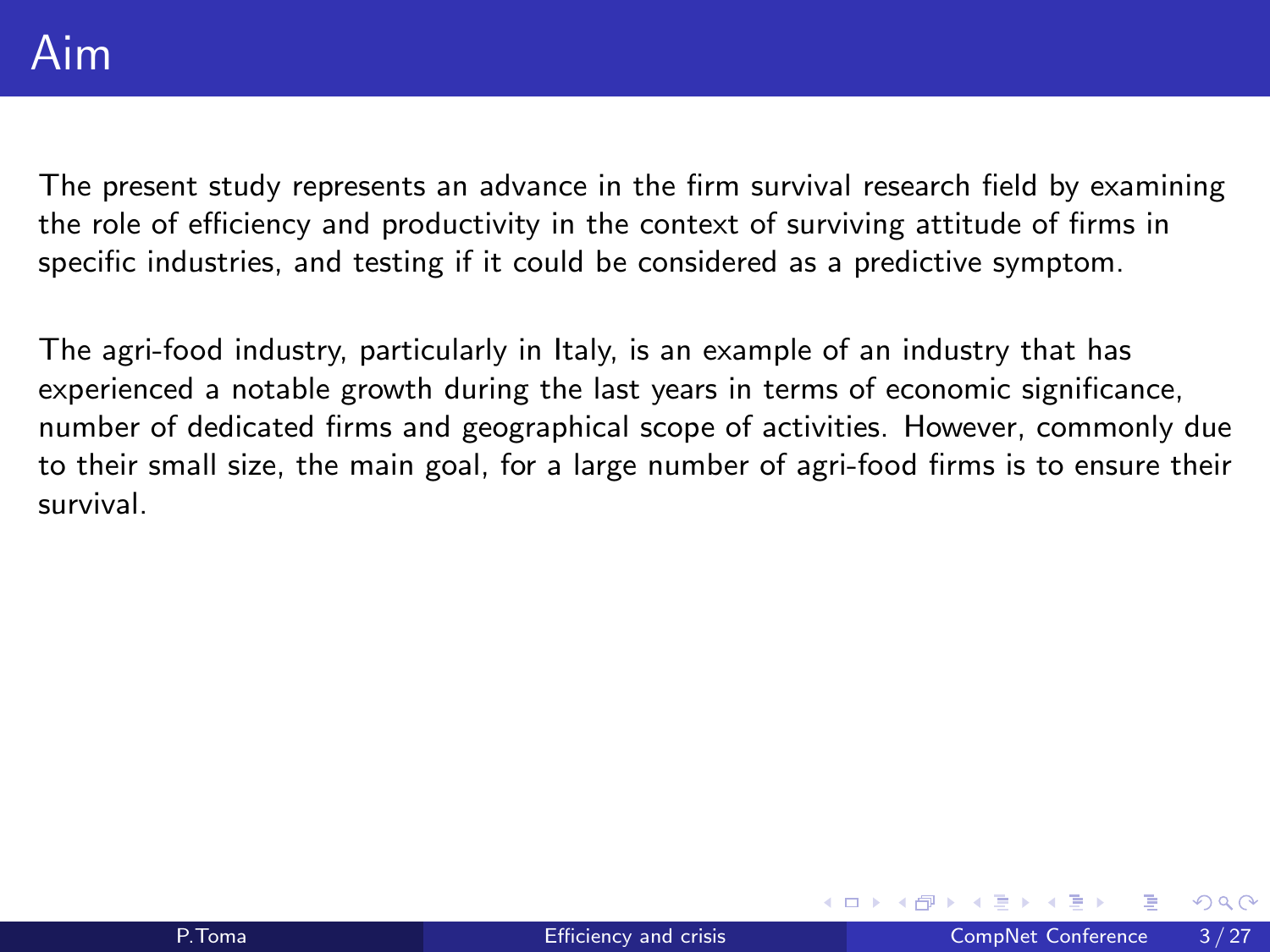# Aim

The present study represents an advance in the firm survival research field by examining the role of efficiency and productivity in the context of surviving attitude of firms in specific industries, and testing if it could be considered as a predictive symptom.

The agri-food industry, particularly in Italy, is an example of an industry that has experienced a notable growth during the last years in terms of economic significance, number of dedicated firms and geographical scope of activities. However, commonly due to their small size, the main goal, for a large number of agri-food firms is to ensure their survival.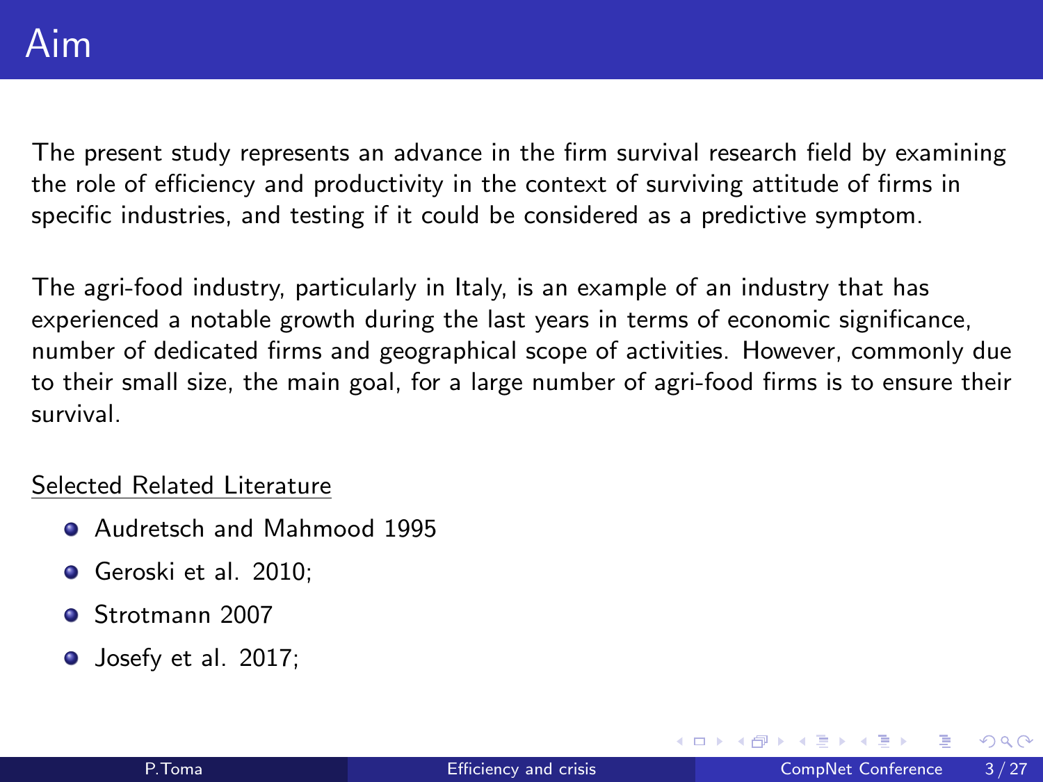# Aim

The present study represents an advance in the firm survival research field by examining the role of efficiency and productivity in the context of surviving attitude of firms in specific industries, and testing if it could be considered as a predictive symptom.

The agri-food industry, particularly in Italy, is an example of an industry that has experienced a notable growth during the last years in terms of economic significance, number of dedicated firms and geographical scope of activities. However, commonly due to their small size, the main goal, for a large number of agri-food firms is to ensure their survival.

<u>Selected Related Literature</u>

- Audretsch and Mahmood 1995
- Geroski et al. 2010;
- Strotmann 2007
- Josefy et al. 2017;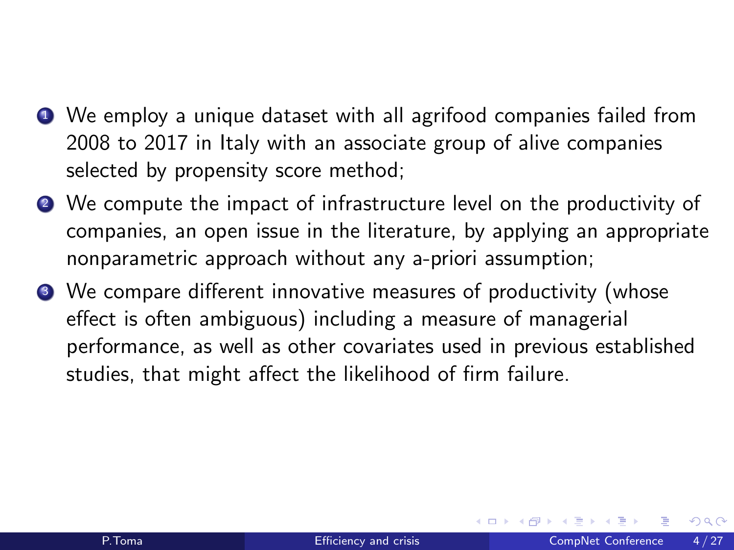1. We employ a unique dataset with all agrifood companies failed from 2008 to 2017 in Italy with an associate group of alive companies selected by propensity score method;
2. We compute the impact of infrastructure level on the productivity of companies, an open issue in the literature, by applying an appropriate nonparametric approach without any a-priori assumption;
3. We compare different innovative measures of productivity (whose effect is often ambiguous) including a measure of managerial performance, as well as other covariates used in previous established studies, that might affect the likelihood of firm failure.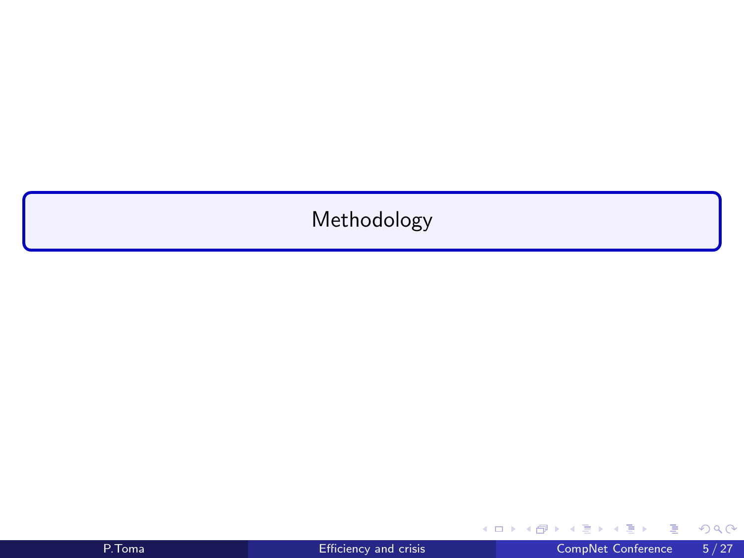# Methodology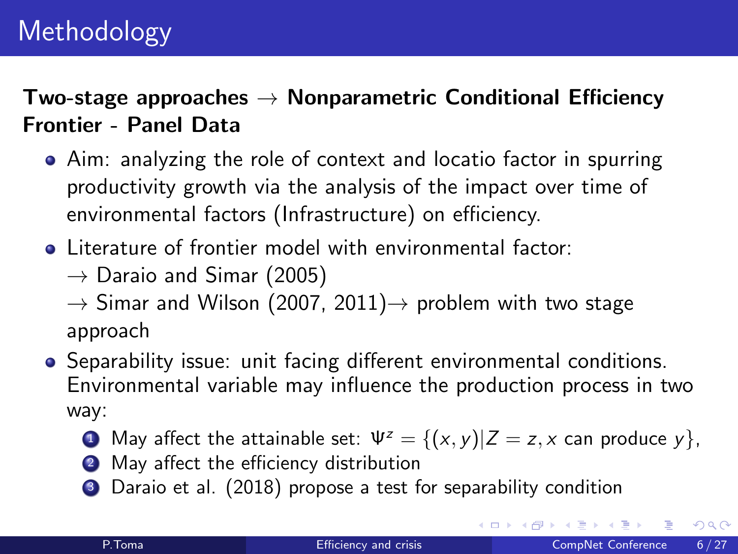# Methodology

**Two-stage approaches → Nonparametric Conditional Efficiency Frontier - Panel Data**

- Aim: analyzing the role of context and locatio factor in spurring productivity growth via the analysis of the impact over time of environmental factors (Infrastructure) on efficiency.
- Literature of frontier model with environmental factor:
  → Daraio and Simar (2005)
  → Simar and Wilson (2007, 2011)→ problem with two stage approach
- Separability issue: unit facing different environmental conditions. Environmental variable may influence the production process in two way:
  1. May affect the attainable set: $\Psi^z = \{(x, y)|Z = z, x \text{ can produce } y\}$,
  2. May affect the efficiency distribution
  3. Daraio et al. (2018) propose a test for separability condition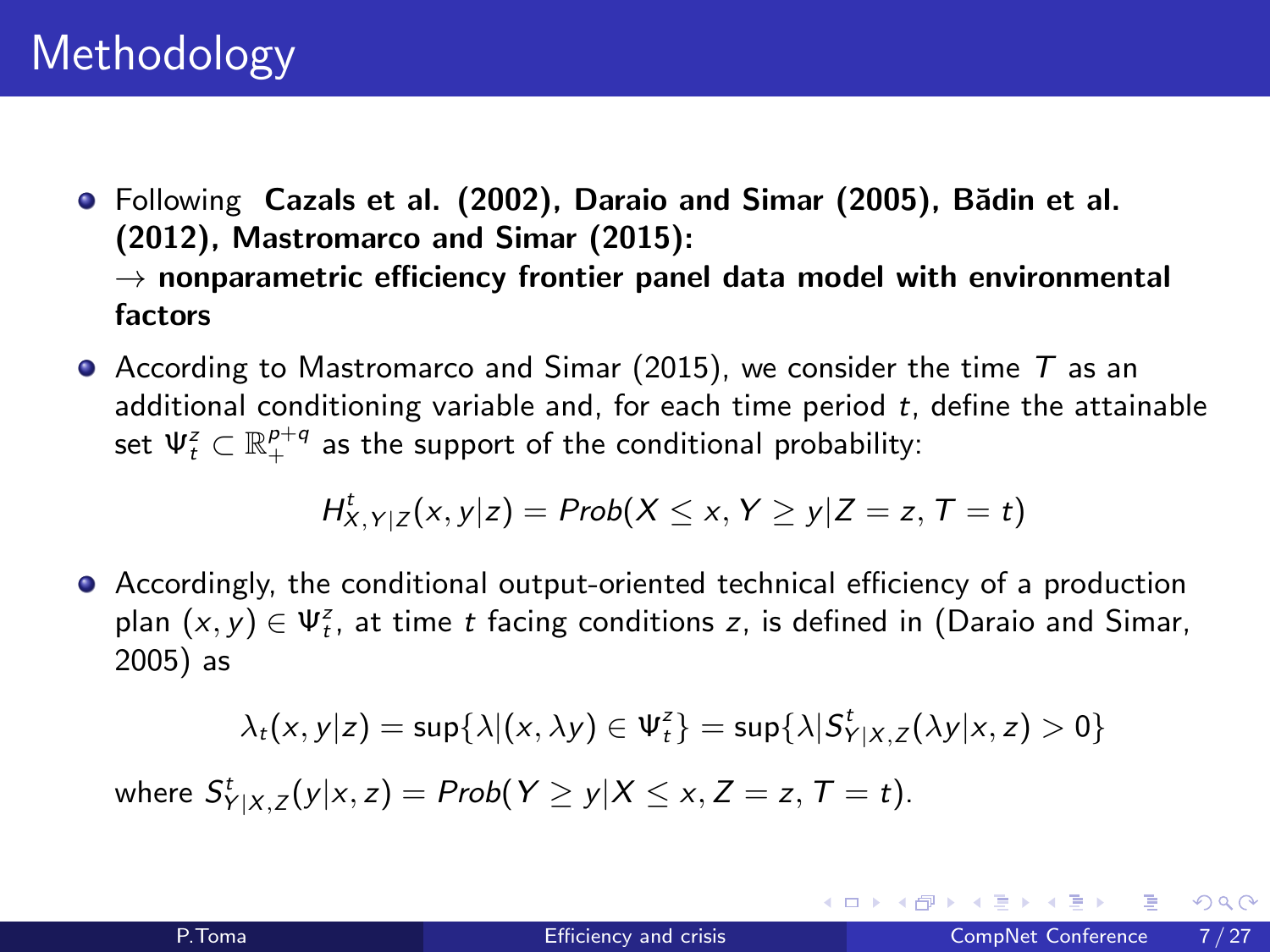# Methodology

- Following **Cazals et al. (2002), Daraio and Simar (2005), Bădin et al. (2012), Mastromarco and Simar (2015):**
  $\rightarrow$ **nonparametric efficiency frontier panel data model with environmental factors**
- According to Mastromarco and Simar (2015), we consider the time $T$ as an additional conditioning variable and, for each time period $t$, define the attainable set $\Psi_t^z \subset \mathbb{R}_+^{p+q}$ as the support of the conditional probability:

$$H^t_{X,Y|Z}(x,y|z) = Prob(X \leq x, Y \geq y|Z = z, T = t)$$

- Accordingly, the conditional output-oriented technical efficiency of a production plan $(x,y) \in \Psi_t^z$, at time $t$ facing conditions $z$, is defined in (Daraio and Simar, 2005) as

$$\lambda_t(x,y|z) = \sup\{\lambda|(x,\lambda y) \in \Psi_t^z\} = \sup\{\lambda|S^t_{Y|X,Z}(\lambda y|x,z) > 0\}$$

  where $S^t_{Y|X,Z}(y|x,z) = Prob(Y \geq y|X \leq x, Z = z, T = t)$.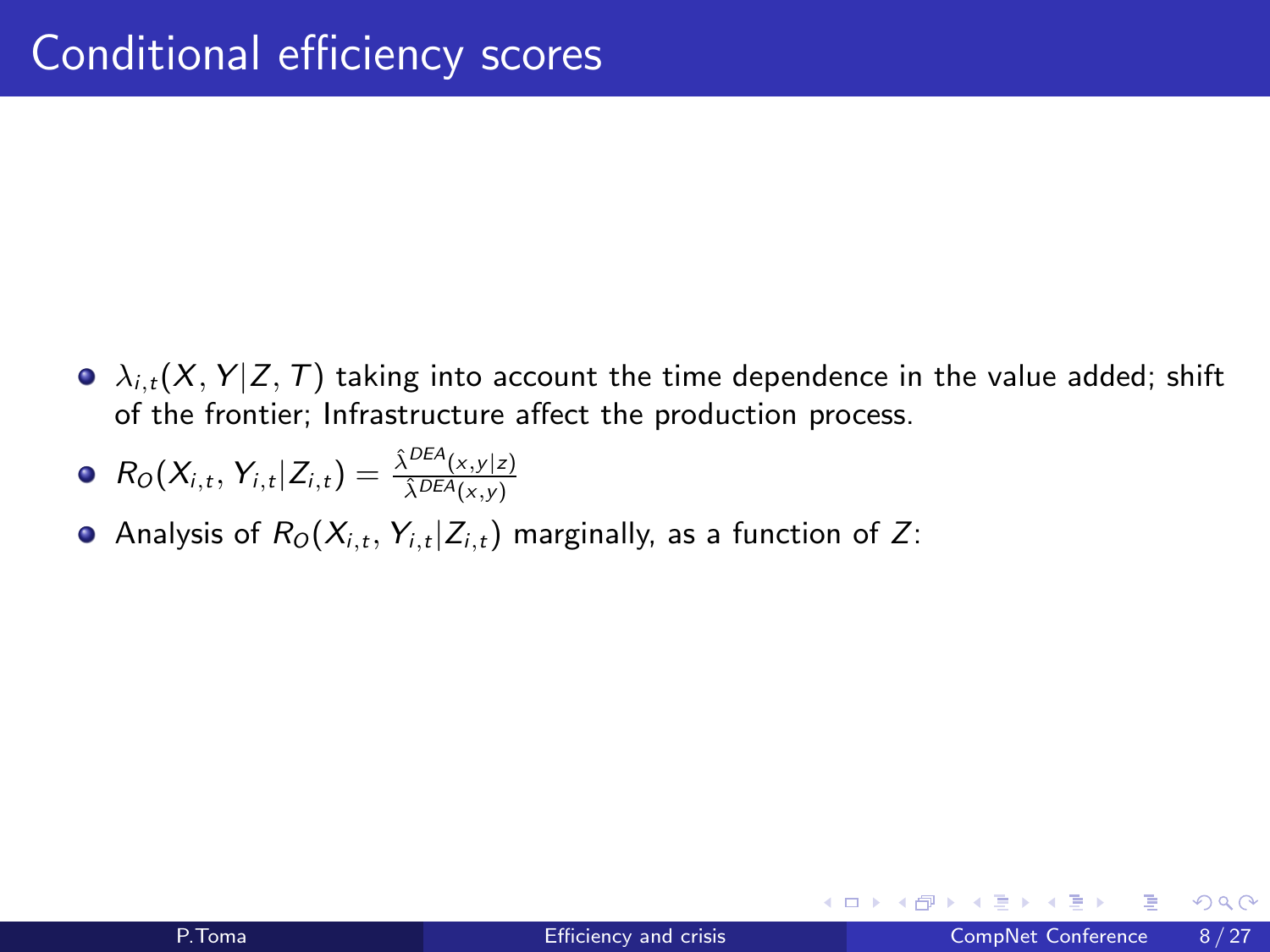# Conditional efficiency scores

- $\lambda_{i,t}(X, Y|Z, T)$ taking into account the time dependence in the value added; shift of the frontier; Infrastructure affect the production process.
- $R_O(X_{i,t}, Y_{i,t}|Z_{i,t}) = \frac{\hat{\lambda}^{DEA}(x,y|z)}{\hat{\lambda}^{DEA}(x,y)}$
- Analysis of $R_O(X_{i,t}, Y_{i,t}|Z_{i,t})$ marginally, as a function of $Z$: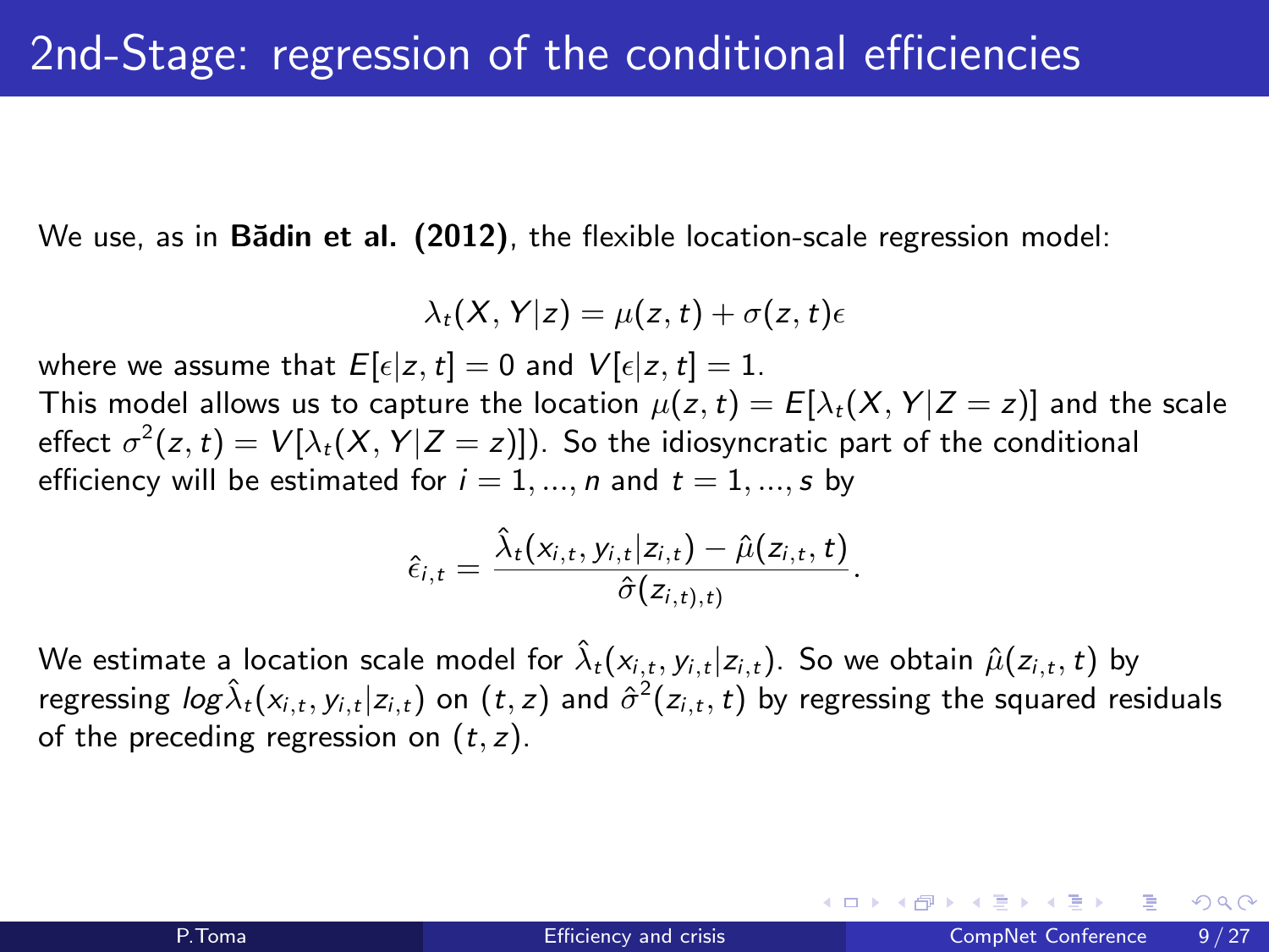# 2nd-Stage: regression of the conditional efficiencies

We use, as in **Bădin et al. (2012)**, the flexible location-scale regression model:

$$\lambda_t(X, Y|z) = \mu(z, t) + \sigma(z, t)\epsilon$$

where we assume that $E[\epsilon|z, t] = 0$ and $V[\epsilon|z, t] = 1$.
This model allows us to capture the location $\mu(z, t) = E[\lambda_t(X, Y|Z = z)]$ and the scale effect $\sigma^2(z, t) = V[\lambda_t(X, Y|Z = z)])$. So the idiosyncratic part of the conditional efficiency will be estimated for $i = 1, ..., n$ and $t = 1, ..., s$ by

$$\hat{\epsilon}_{i,t} = \frac{\hat{\lambda}_t(x_{i,t}, y_{i,t}|z_{i,t}) - \hat{\mu}(z_{i,t}, t)}{\hat{\sigma}(z_{i,t),t)}}.$$

We estimate a location scale model for $\hat{\lambda}_t(x_{i,t}, y_{i,t}|z_{i,t})$. So we obtain $\hat{\mu}(z_{i,t}, t)$ by regressing $log\hat{\lambda}_t(x_{i,t}, y_{i,t}|z_{i,t})$ on $(t, z)$ and $\hat{\sigma}^2(z_{i,t}, t)$ by regressing the squared residuals of the preceding regression on $(t, z)$.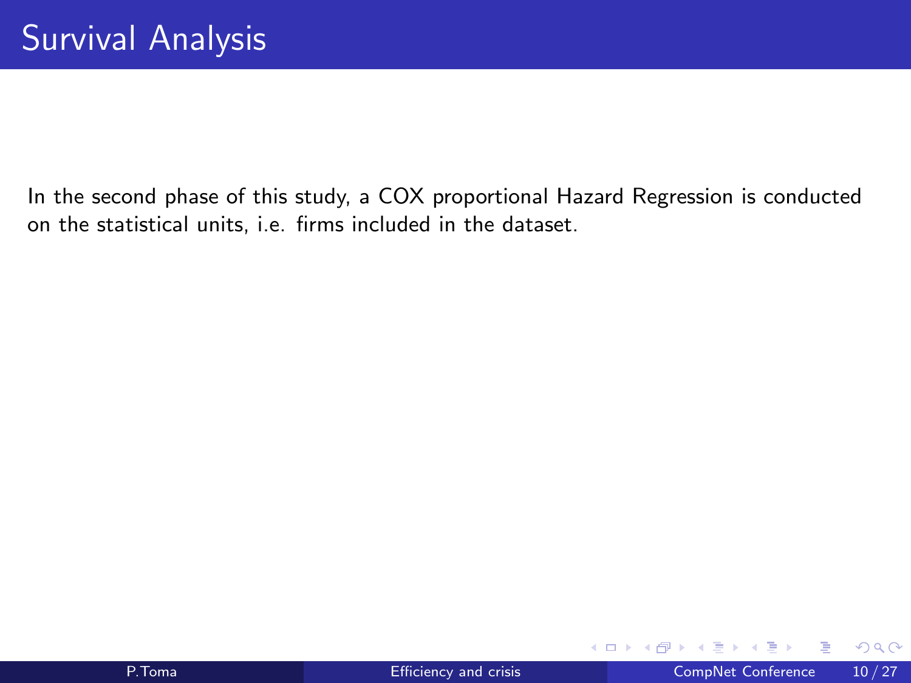# Survival Analysis

In the second phase of this study, a COX proportional Hazard Regression is conducted on the statistical units, i.e. firms included in the dataset.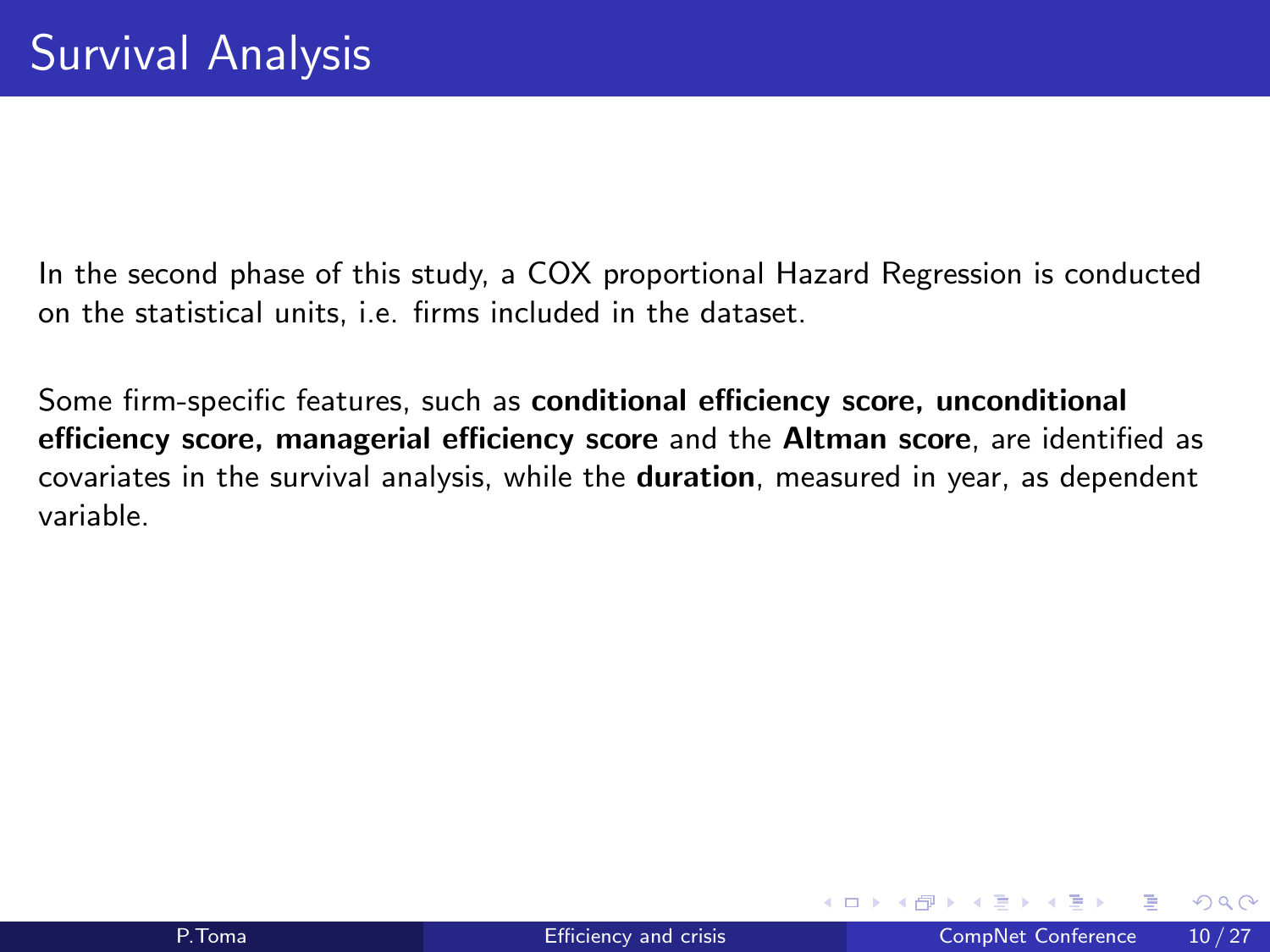# Survival Analysis

In the second phase of this study, a COX proportional Hazard Regression is conducted on the statistical units, i.e. firms included in the dataset.

Some firm-specific features, such as **conditional efficiency score, unconditional efficiency score, managerial efficiency score** and the **Altman score**, are identified as covariates in the survival analysis, while the **duration**, measured in year, as dependent variable.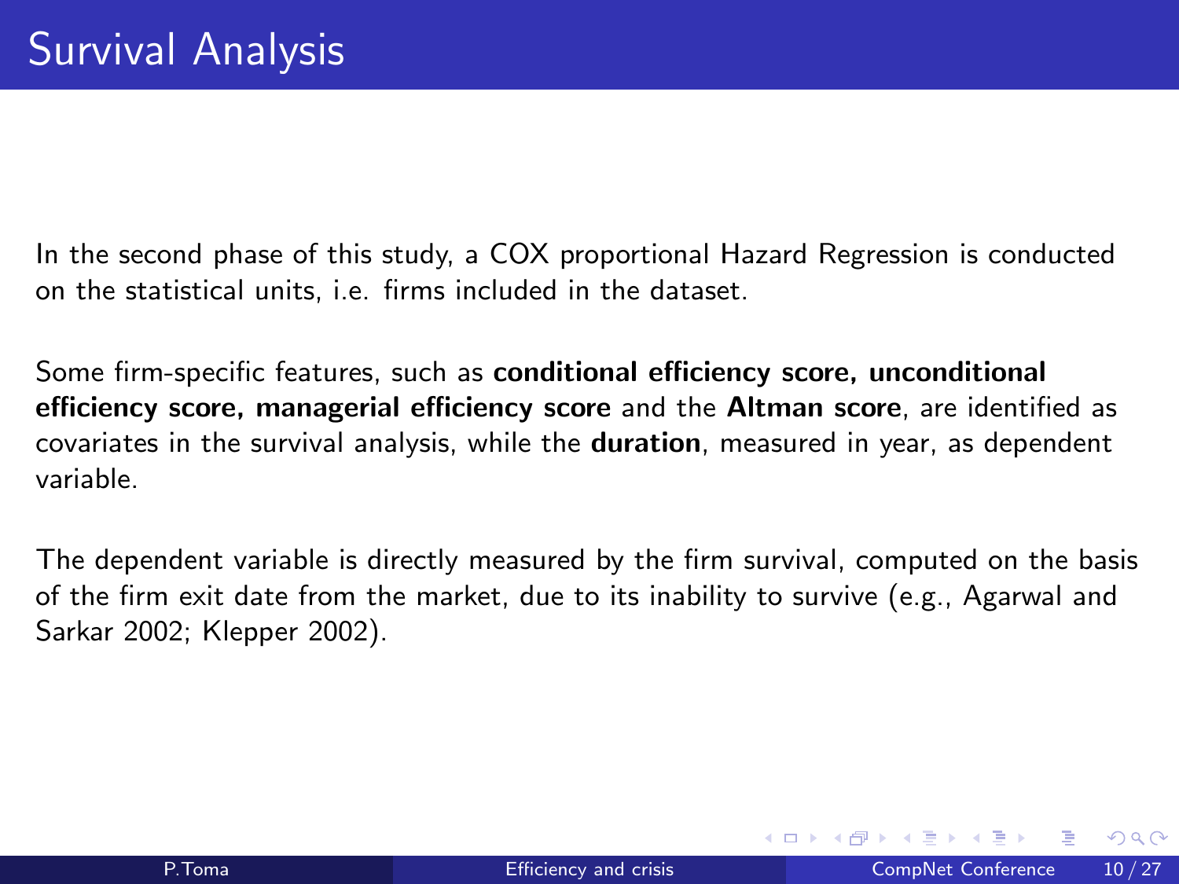# Survival Analysis

In the second phase of this study, a COX proportional Hazard Regression is conducted on the statistical units, i.e. firms included in the dataset.

Some firm-specific features, such as **conditional efficiency score, unconditional efficiency score, managerial efficiency score** and the **Altman score**, are identified as covariates in the survival analysis, while the **duration**, measured in year, as dependent variable.

The dependent variable is directly measured by the firm survival, computed on the basis of the firm exit date from the market, due to its inability to survive (e.g., Agarwal and Sarkar 2002; Klepper 2002).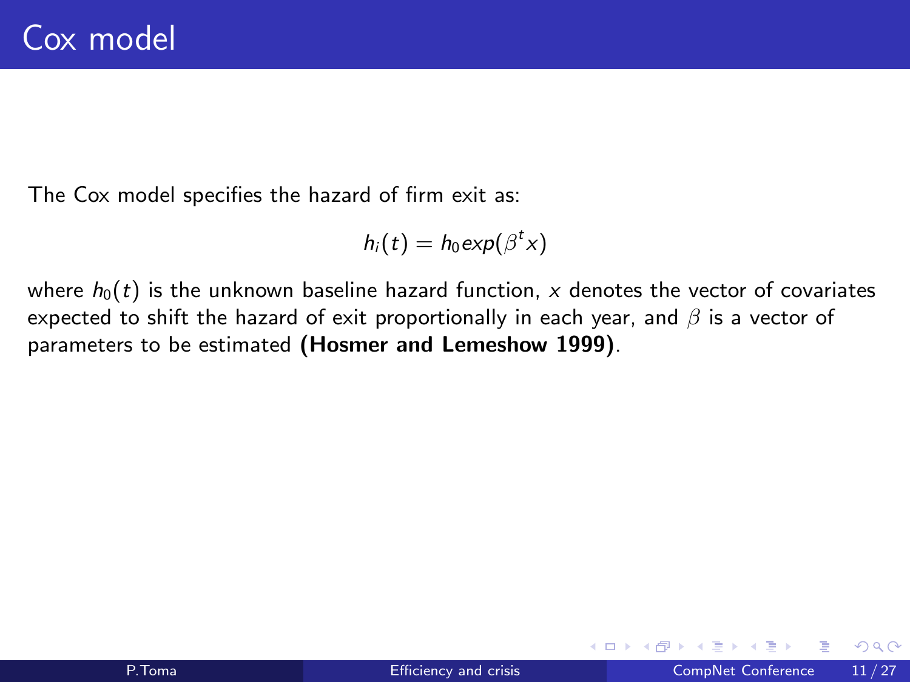# Cox model

The Cox model specifies the hazard of firm exit as:

$$h_i(t) = h_0 exp(\beta^t x)$$

where $h_0(t)$ is the unknown baseline hazard function, $x$ denotes the vector of covariates expected to shift the hazard of exit proportionally in each year, and $\beta$ is a vector of parameters to be estimated **(Hosmer and Lemeshow 1999)**.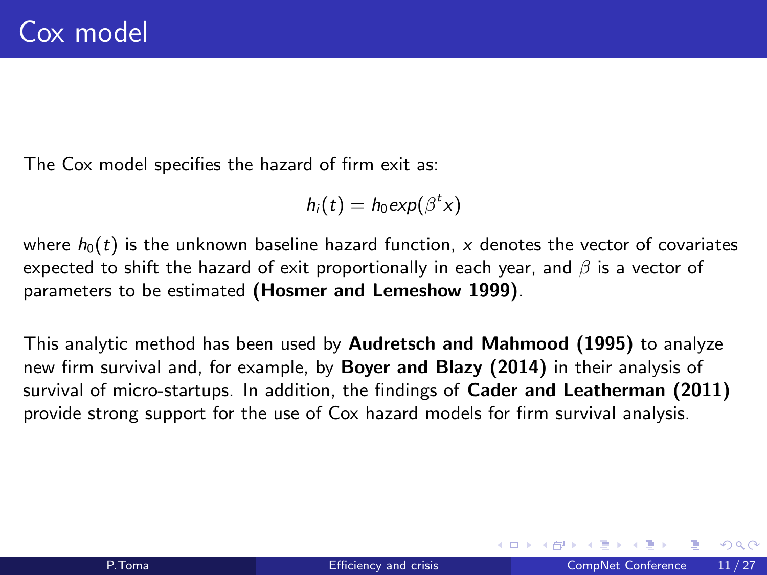# Cox model

The Cox model specifies the hazard of firm exit as:

$$h_i(t) = h_0 exp(\beta^t x)$$

where $h_0(t)$ is the unknown baseline hazard function, $x$ denotes the vector of covariates expected to shift the hazard of exit proportionally in each year, and $\beta$ is a vector of parameters to be estimated **(Hosmer and Lemeshow 1999)**.

This analytic method has been used by **Audretsch and Mahmood (1995)** to analyze new firm survival and, for example, by **Boyer and Blazy (2014)** in their analysis of survival of micro-startups. In addition, the findings of **Cader and Leatherman (2011)** provide strong support for the use of Cox hazard models for firm survival analysis.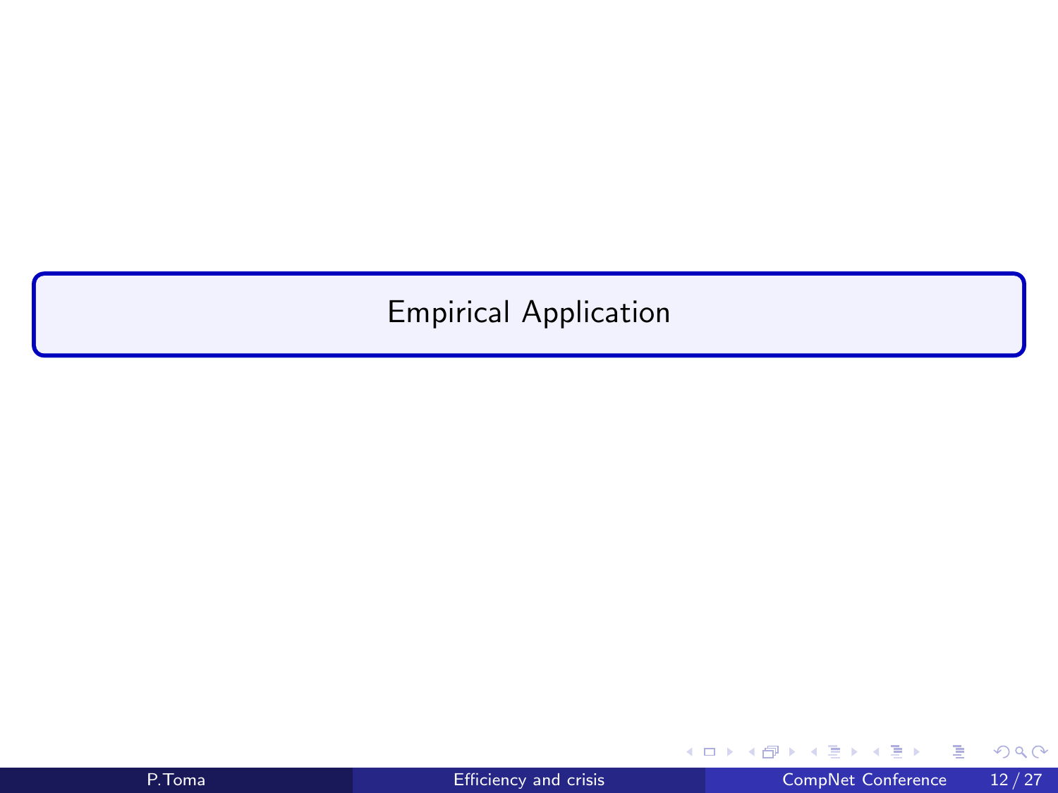# Empirical Application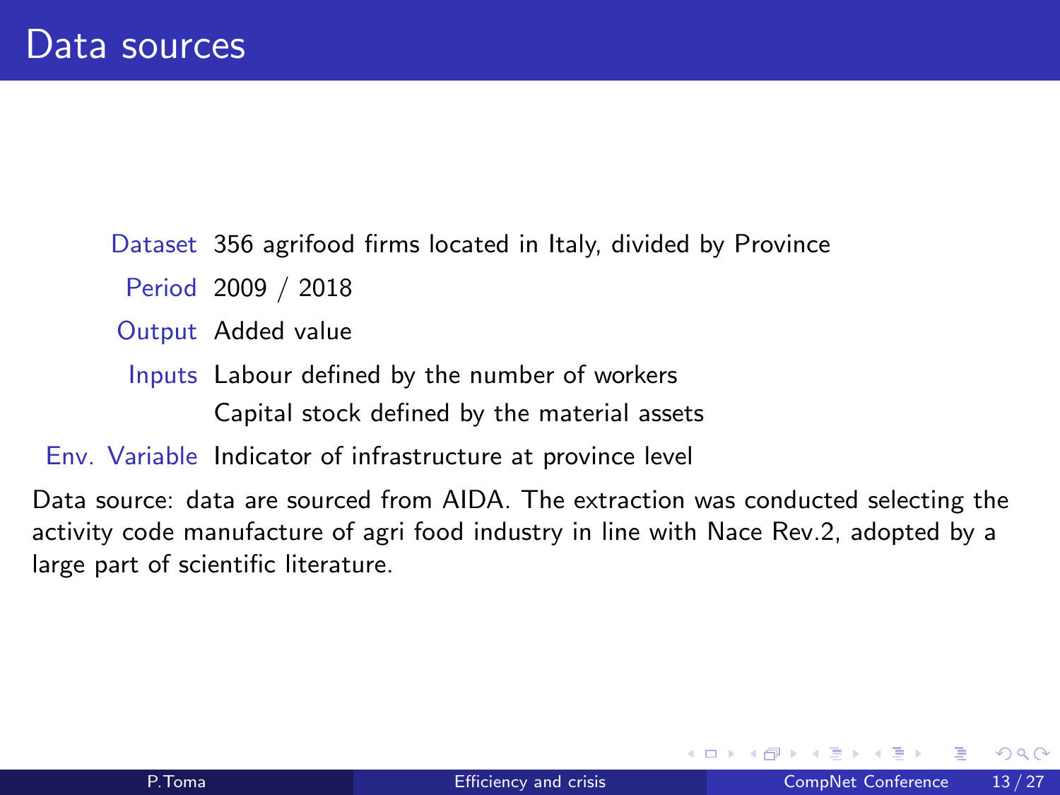# Data sources

| | |
|---|---|
| Dataset | 356 agrifood firms located in Italy, divided by Province |
| Period | 2009 / 2018 |
| Output | Added value |
| Inputs | Labour defined by the number of workers |
| | Capital stock defined by the material assets |
| Env. Variable | Indicator of infrastructure at province level |

Data source: data are sourced from AIDA. The extraction was conducted selecting the activity code manufacture of agri food industry in line with Nace Rev.2, adopted by a large part of scientific literature.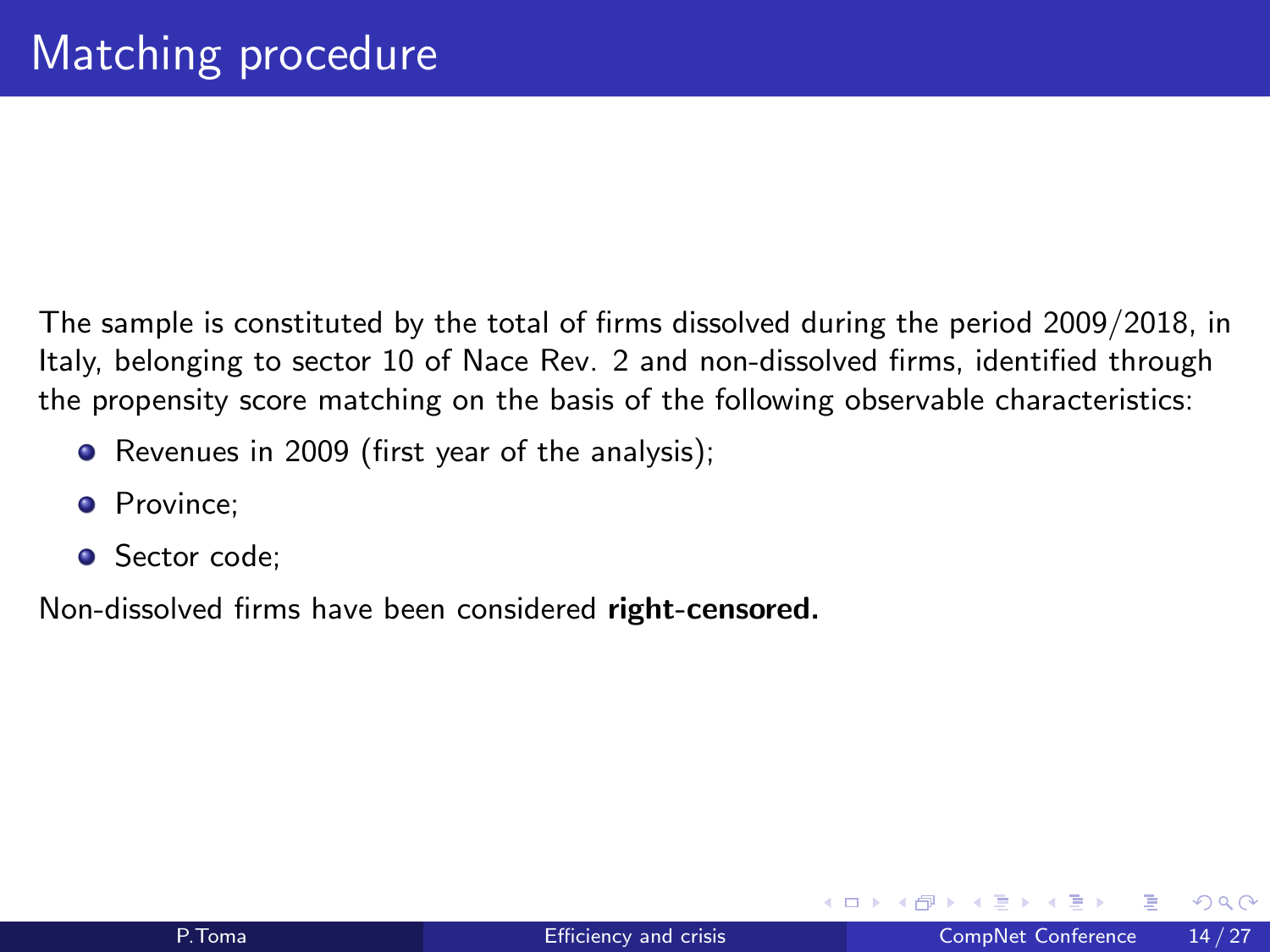# Matching procedure

The sample is constituted by the total of firms dissolved during the period 2009/2018, in Italy, belonging to sector 10 of Nace Rev. 2 and non-dissolved firms, identified through the propensity score matching on the basis of the following observable characteristics:

- Revenues in 2009 (first year of the analysis);
- Province;
- Sector code;

Non-dissolved firms have been considered **right-censored.**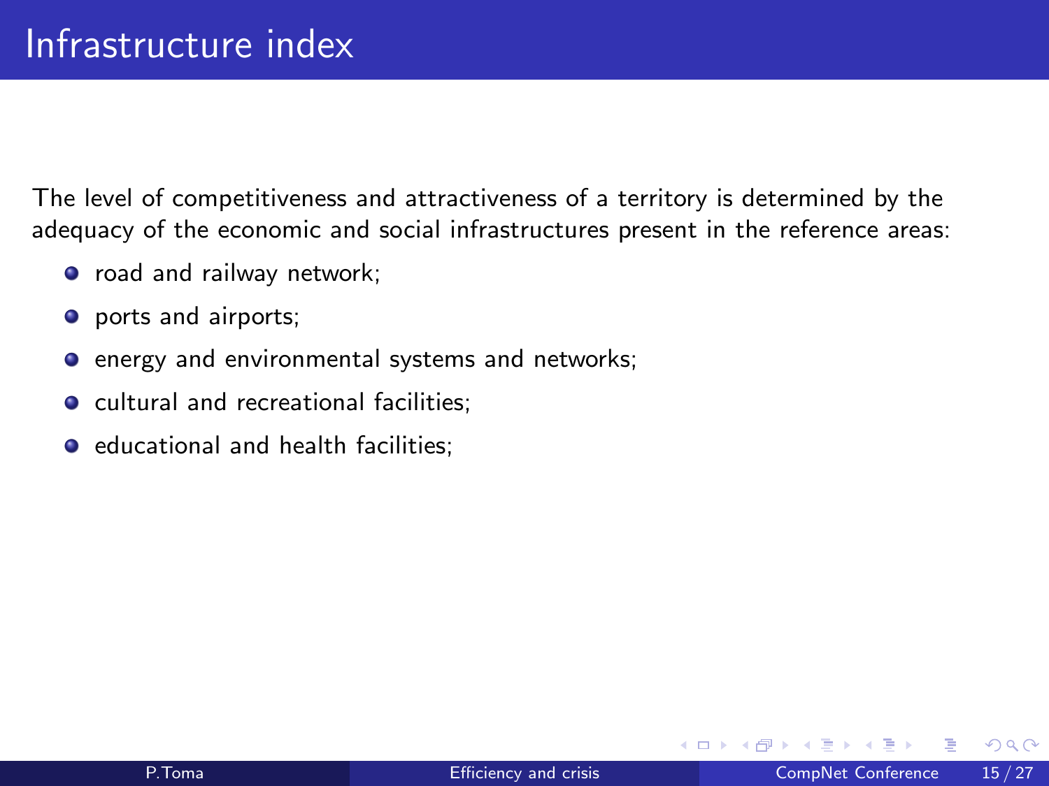# Infrastructure index

The level of competitiveness and attractiveness of a territory is determined by the adequacy of the economic and social infrastructures present in the reference areas:

- road and railway network;
- ports and airports;
- energy and environmental systems and networks;
- cultural and recreational facilities;
- educational and health facilities;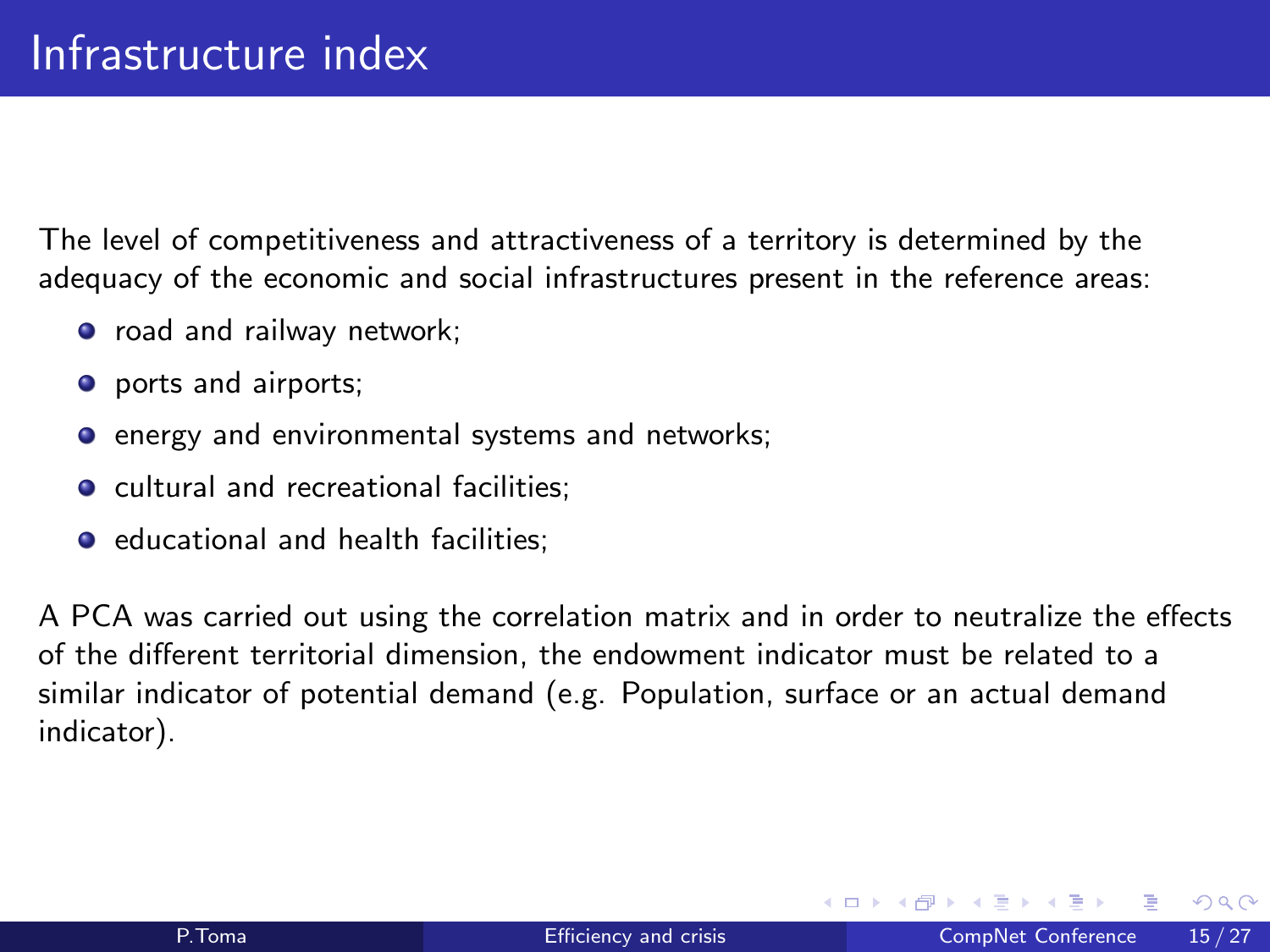# Infrastructure index

The level of competitiveness and attractiveness of a territory is determined by the adequacy of the economic and social infrastructures present in the reference areas:

- road and railway network;
- ports and airports;
- energy and environmental systems and networks;
- cultural and recreational facilities;
- educational and health facilities;

A PCA was carried out using the correlation matrix and in order to neutralize the effects of the different territorial dimension, the endowment indicator must be related to a similar indicator of potential demand (e.g. Population, surface or an actual demand indicator).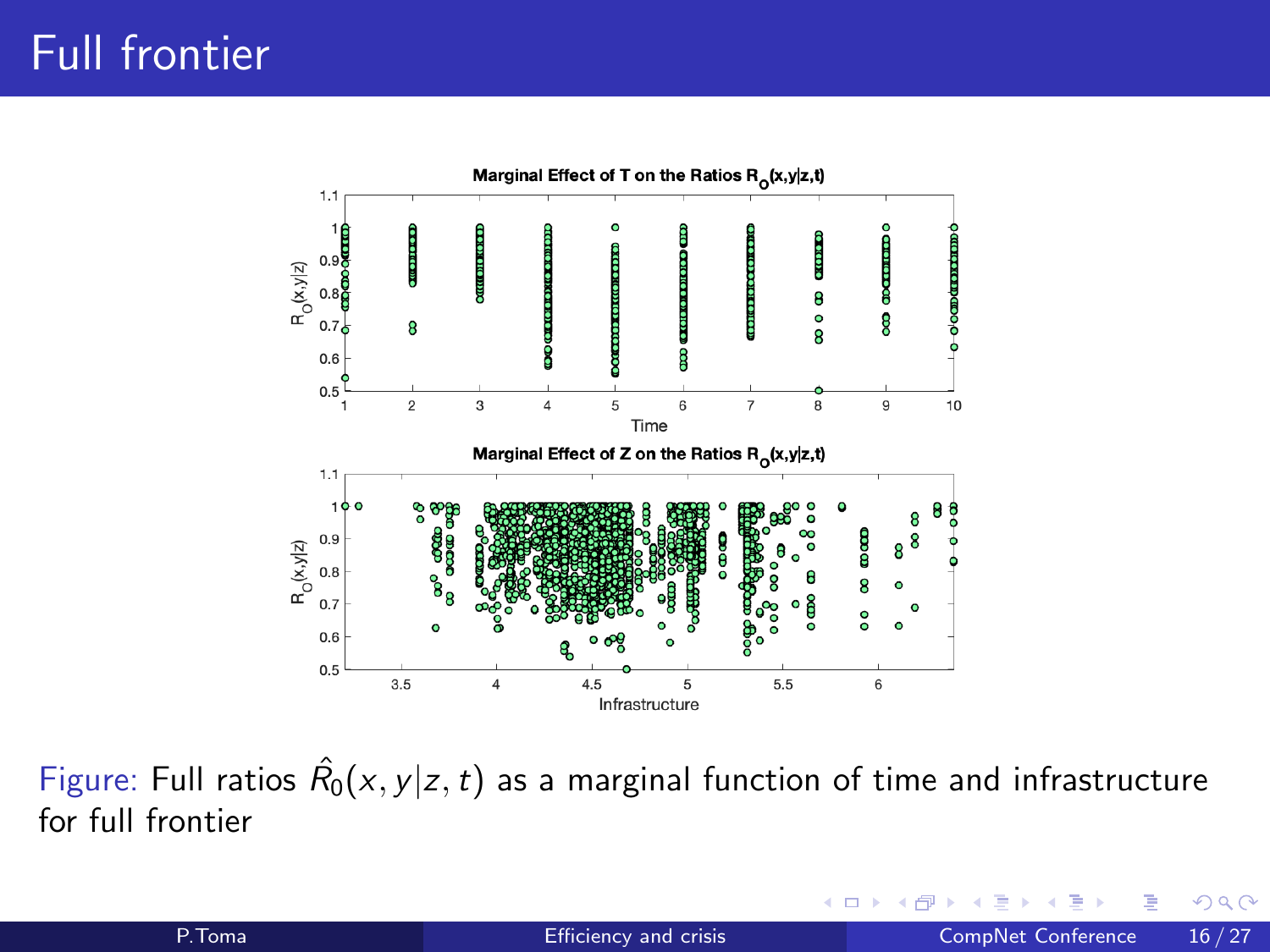# Full frontier

Figure: Full ratios $\hat{R}_0(x, y|z, t)$ as a marginal function of time and infrastructure for full frontier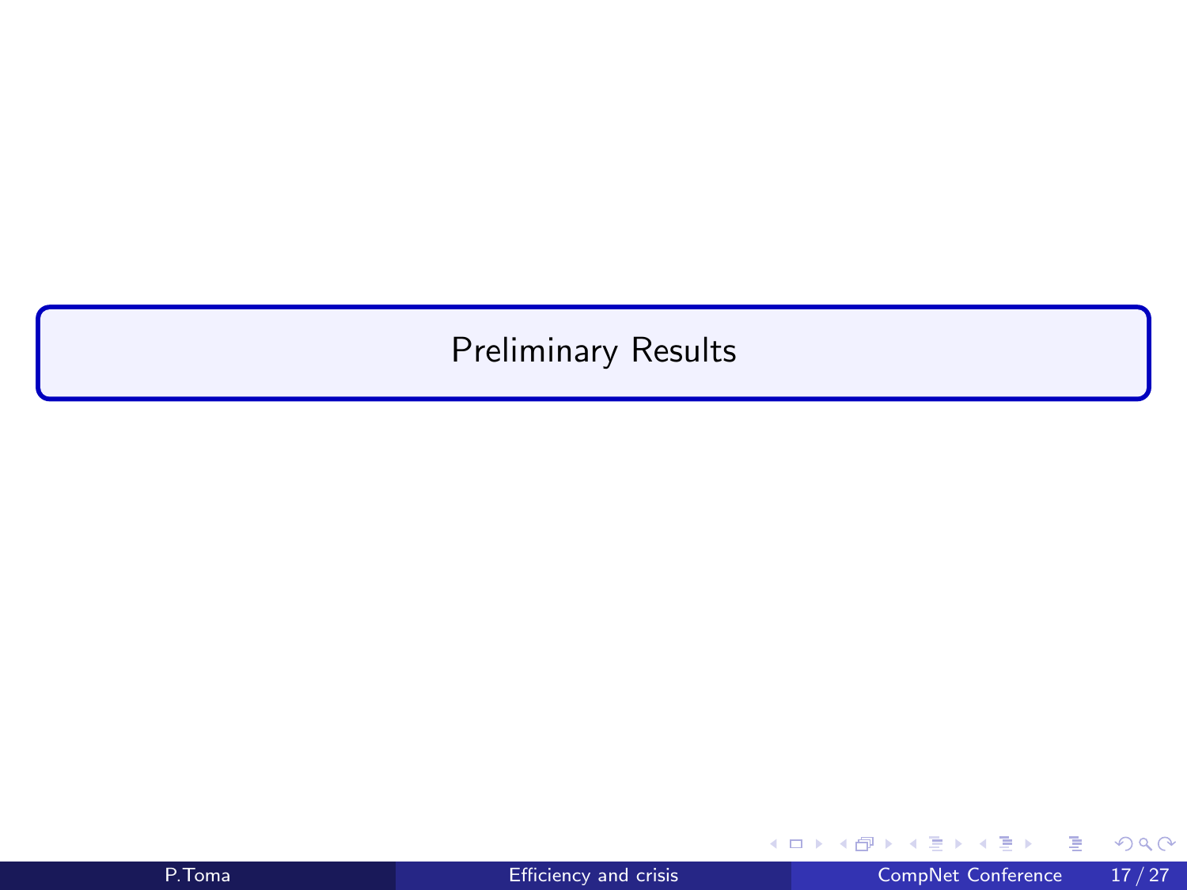# Preliminary Results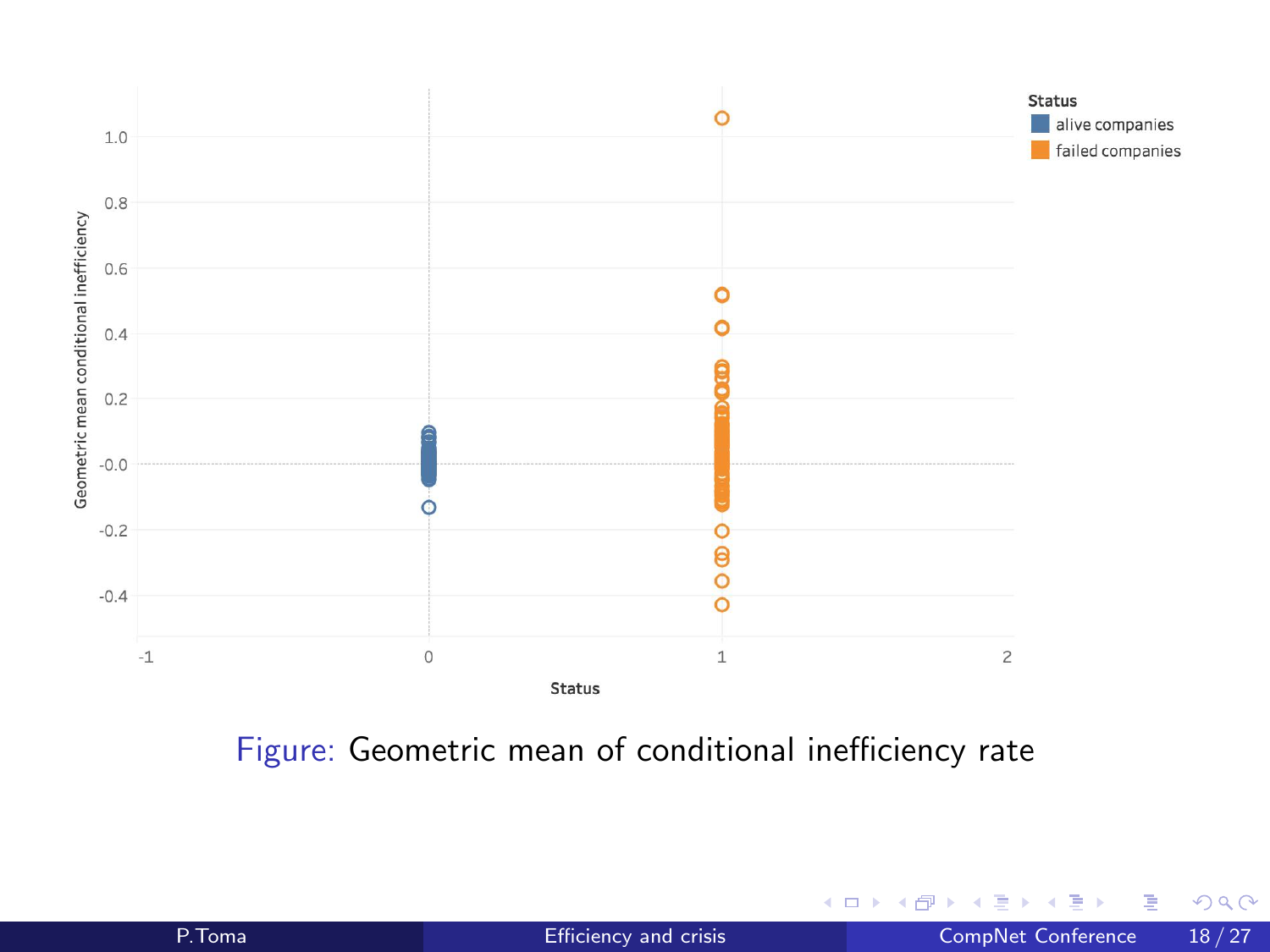Figure: Geometric mean of conditional inefficiency rate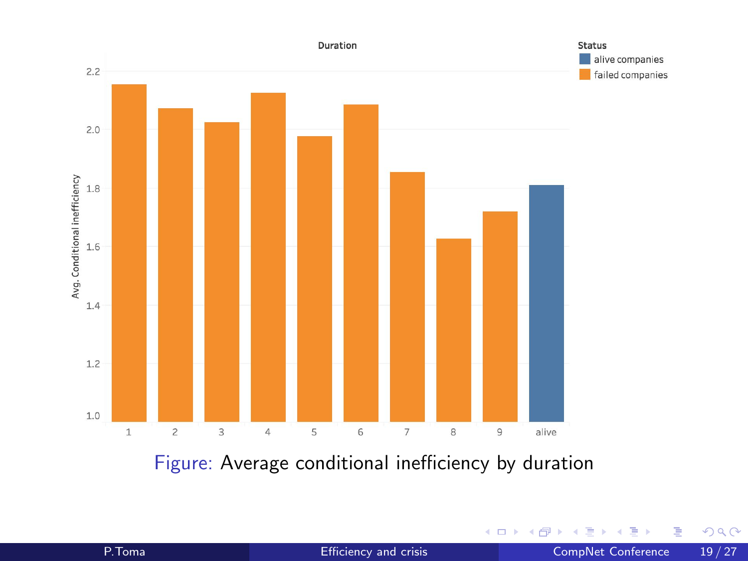Figure: Average conditional inefficiency by duration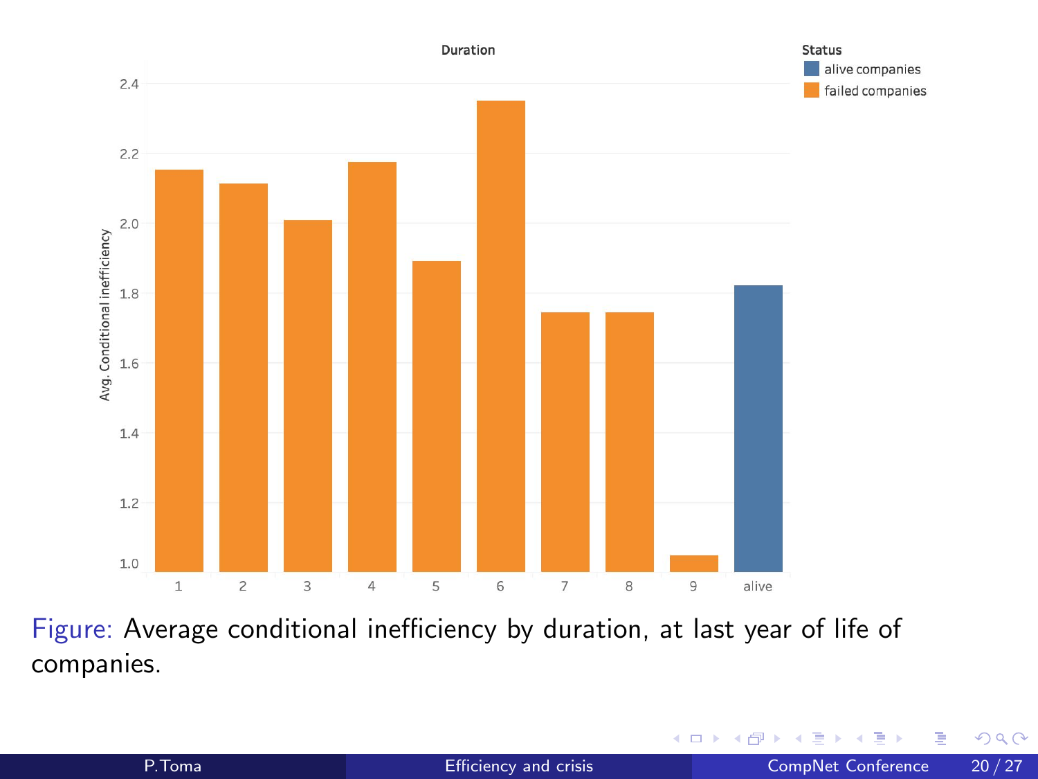Figure: Average conditional inefficiency by duration, at last year of life of companies.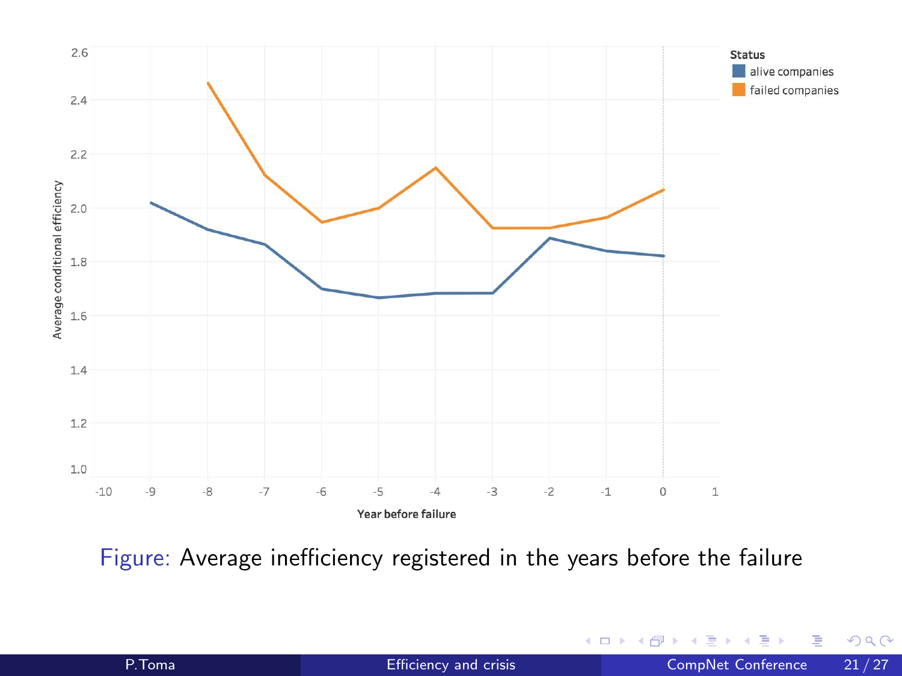Figure: Average inefficiency registered in the years before the failure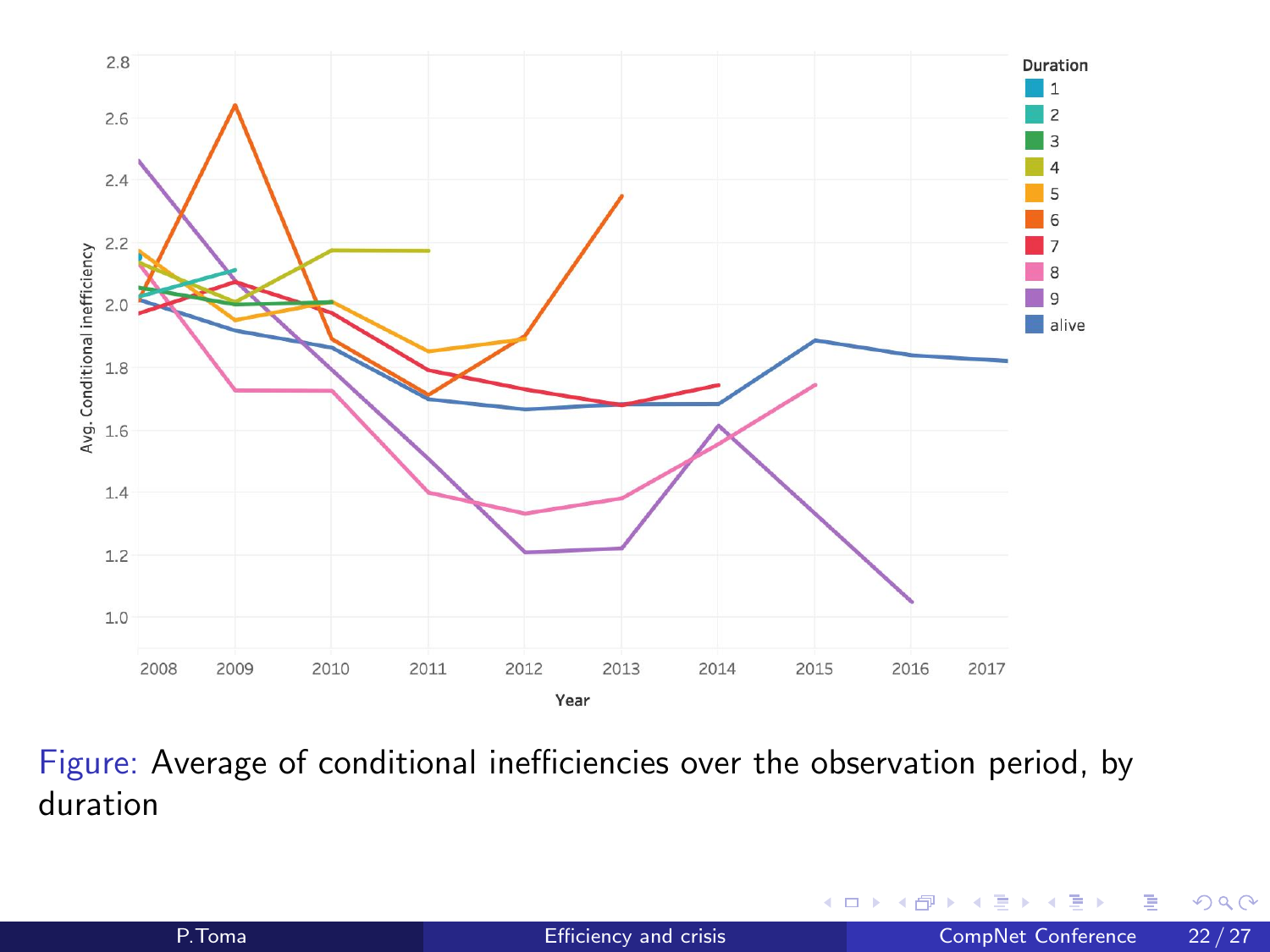Figure: Average of conditional inefficiencies over the observation period, by duration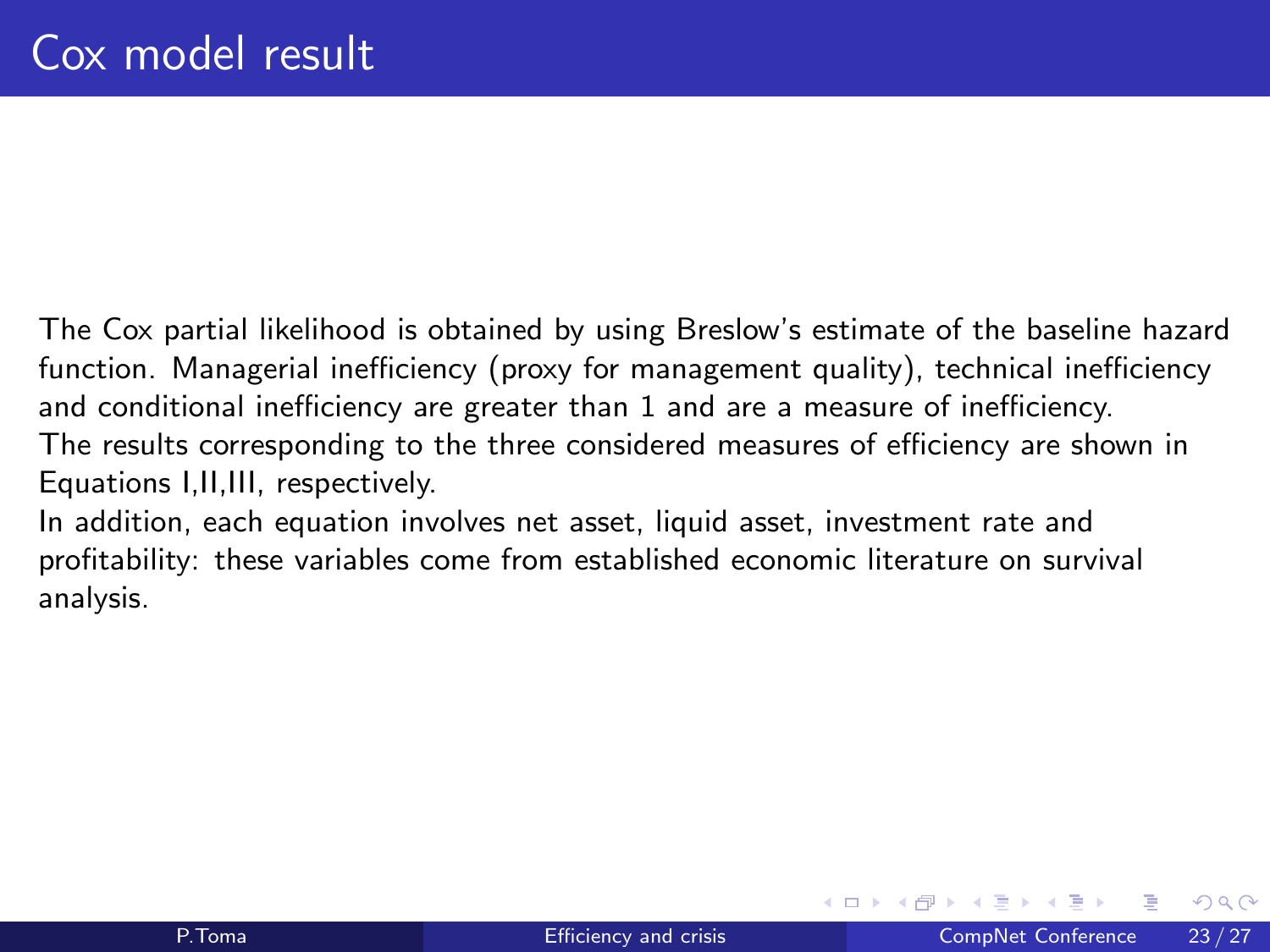# Cox model result

The Cox partial likelihood is obtained by using Breslow's estimate of the baseline hazard function. Managerial inefficiency (proxy for management quality), technical inefficiency and conditional inefficiency are greater than 1 and are a measure of inefficiency.
The results corresponding to the three considered measures of efficiency are shown in Equations I,II,III, respectively.
In addition, each equation involves net asset, liquid asset, investment rate and profitability: these variables come from established economic literature on survival analysis.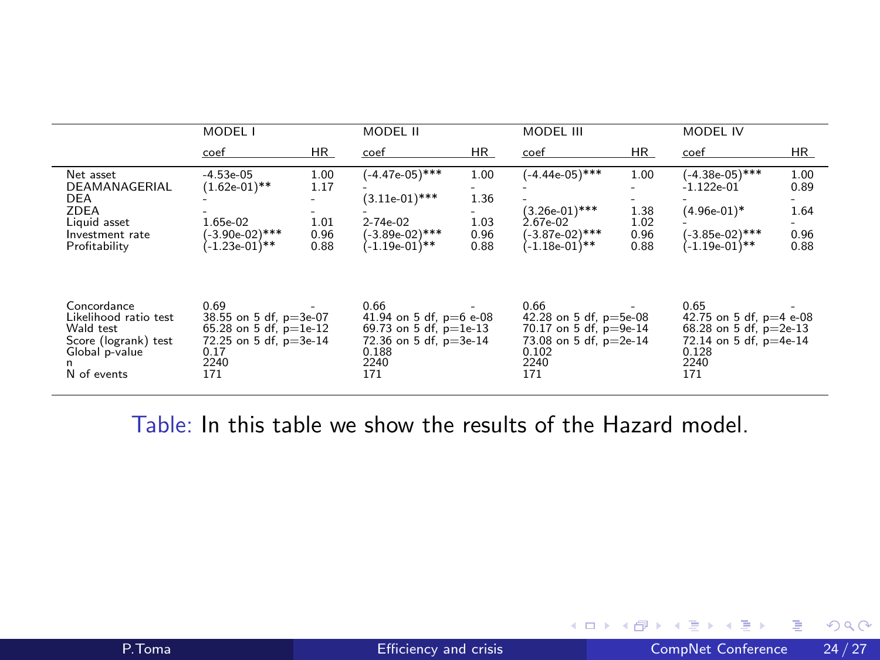| | MODEL I | | MODEL II | | MODEL III | | MODEL IV | |
|---|---|---|---|---|---|---|---|---|
| | coef | HR | coef | HR | coef | HR | coef | HR |
| Net asset | -4.53e-05 | 1.00 | (-4.47e-05)*** | 1.00 | (-4.44e-05)*** | 1.00 | (-4.38e-05)*** | 1.00 |
| DEAMANAGERIAL | (1.62e-01)** | 1.17 | - | - | - | - | -1.122e-01 | 0.89 |
| DEA | - | - | (3.11e-01)*** | 1.36 | - | - | - | - |
| ZDEA | - | - | - | - | (3.26e-01)*** | 1.38 | (4.96e-01)* | 1.64 |
| Liquid asset | 1.65e-02 | 1.01 | 2-74e-02 | 1.03 | 2.67e-02 | 1.02 | - | - |
| Investment rate | (-3.90e-02)*** | 0.96 | (-3.89e-02)*** | 0.96 | (-3.87e-02)*** | 0.96 | (-3.85e-02)*** | 0.96 |
| Profitability | (-1.23e-01)** | 0.88 | (-1.19e-01)** | 0.88 | (-1.18e-01)** | 0.88 | (-1.19e-01)** | 0.88 |
| Concordance | 0.69 | - | 0.66 | - | 0.66 | - | 0.65 | - |
| Likelihood ratio test | 38.55 on 5 df, p=3e-07 | | 41.94 on 5 df, p=6 e-08 | | 42.28 on 5 df, p=5e-08 | | 42.75 on 5 df, p=4 e-08 | |
| Wald test | 65.28 on 5 df, p=1e-12 | | 69.73 on 5 df, p=1e-13 | | 70.17 on 5 df, p=9e-14 | | 68.28 on 5 df, p=2e-13 | |
| Score (logrank) test | 72.25 on 5 df, p=3e-14 | | 72.36 on 5 df, p=3e-14 | | 73.08 on 5 df, p=2e-14 | | 72.14 on 5 df, p=4e-14 | |
| Global p-value | 0.17 | | 0.188 | | 0.102 | | 0.128 | |
| n | 2240 | | 2240 | | 2240 | | 2240 | |
| N of events | 171 | | 171 | | 171 | | 171 | |

Table: In this table we show the results of the Hazard model.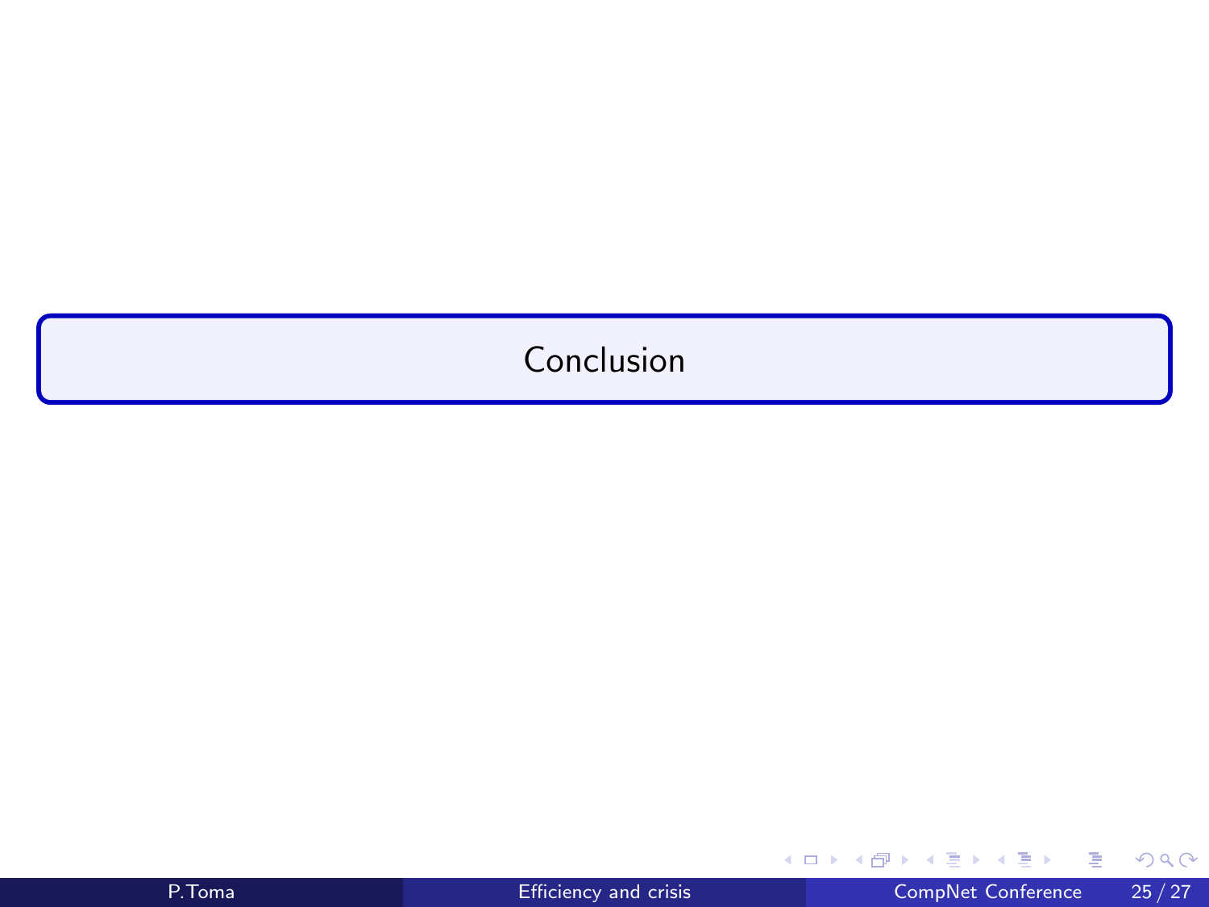# Conclusion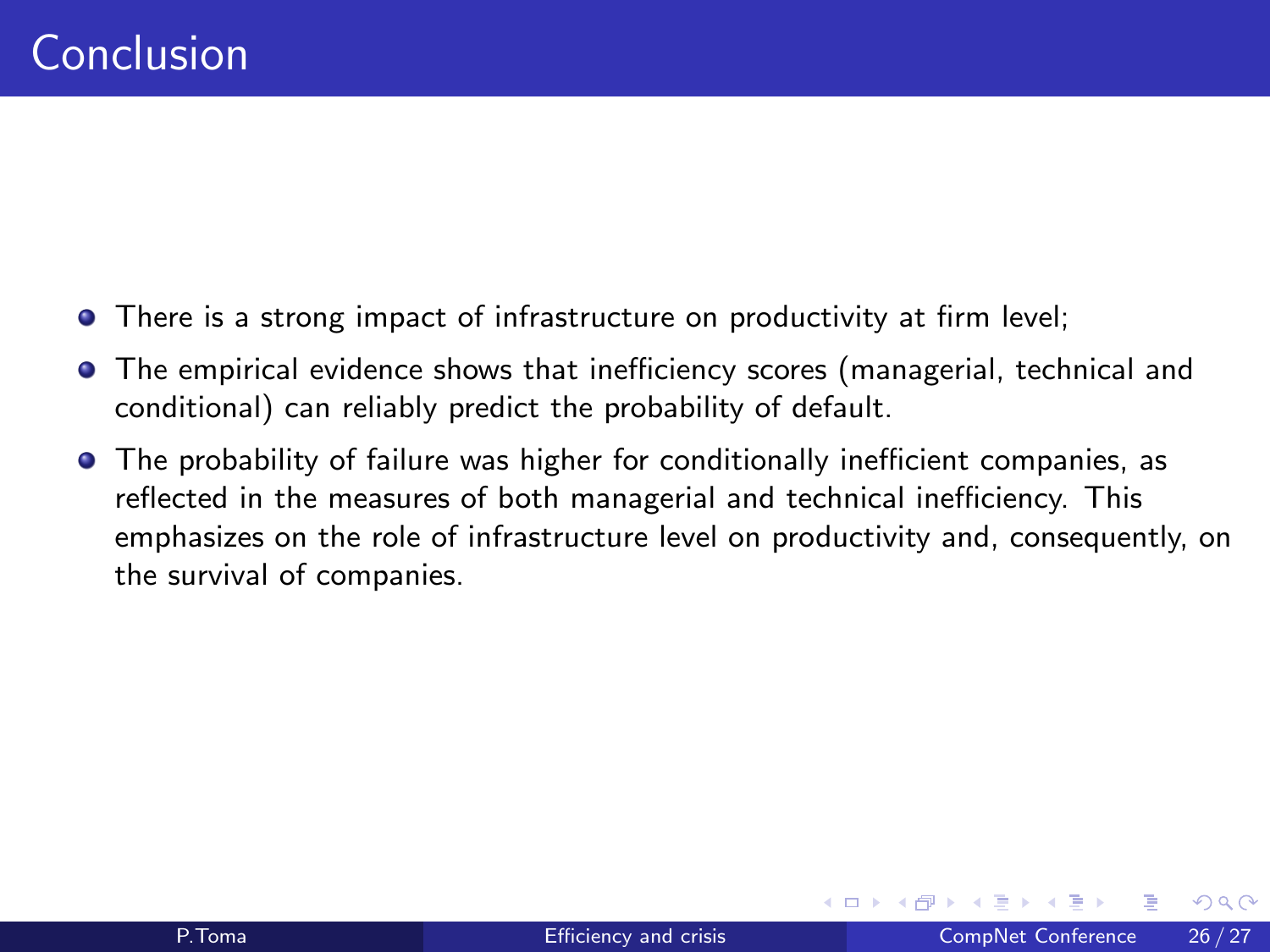# Conclusion

- There is a strong impact of infrastructure on productivity at firm level;
- The empirical evidence shows that inefficiency scores (managerial, technical and conditional) can reliably predict the probability of default.
- The probability of failure was higher for conditionally inefficient companies, as reflected in the measures of both managerial and technical inefficiency. This emphasizes on the role of infrastructure level on productivity and, consequently, on the survival of companies.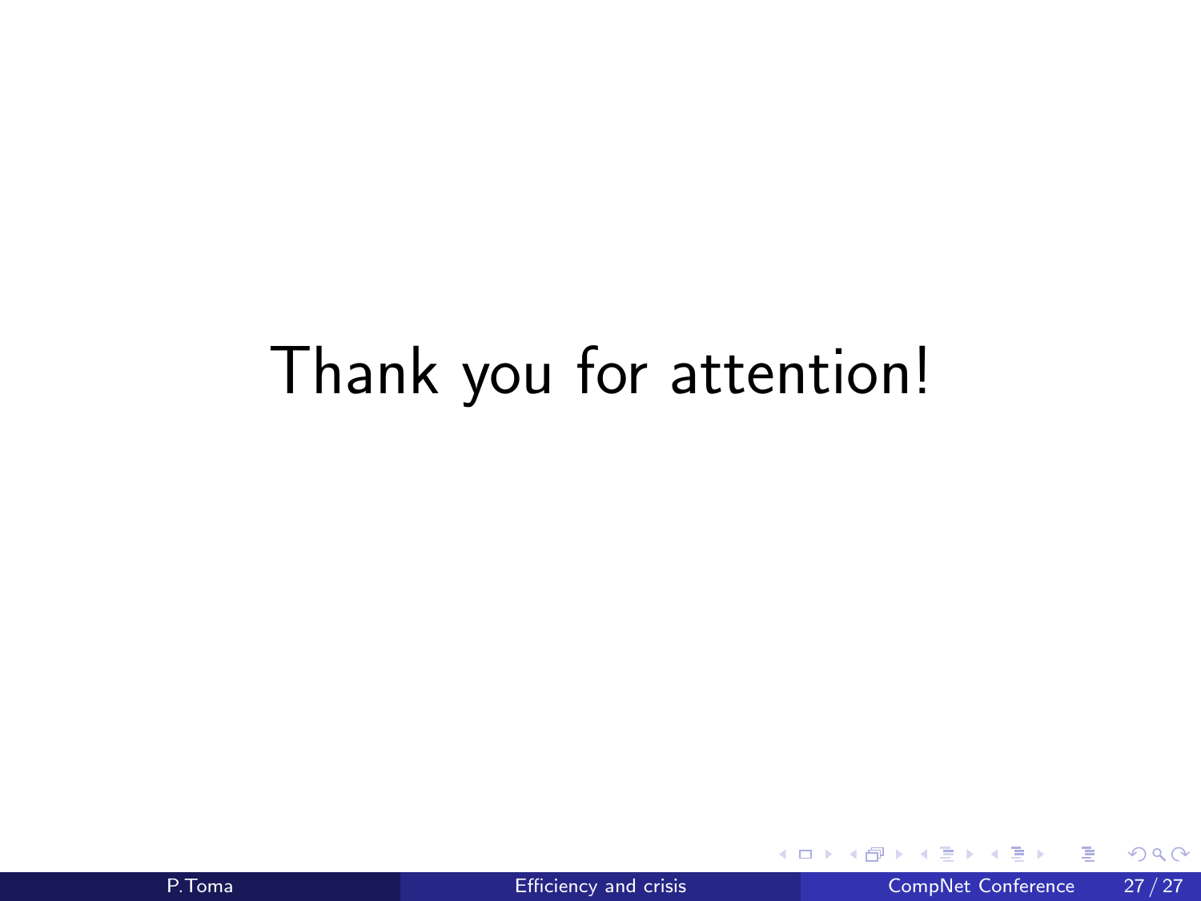Thank you for attention!